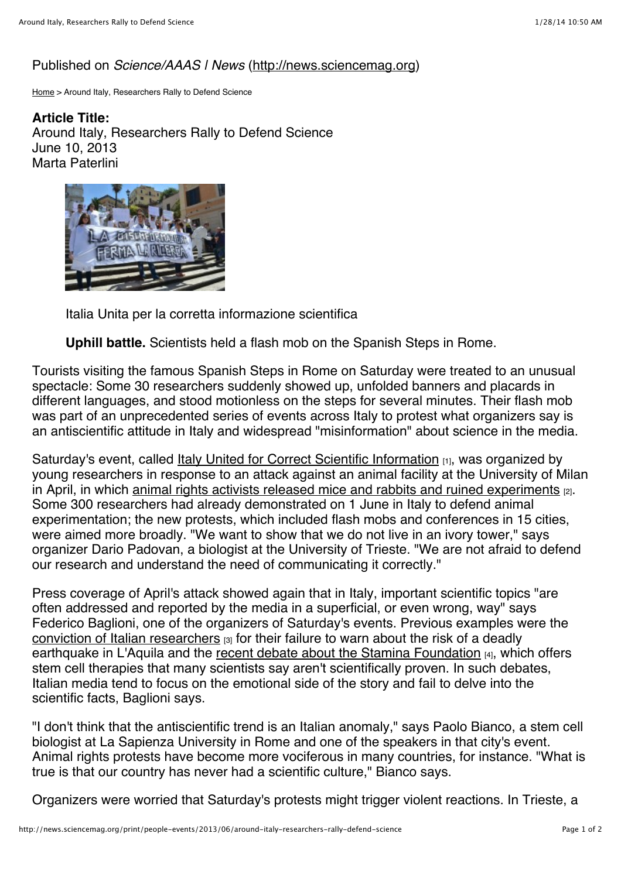Published on *Science/AAAS | News* (http://news.sciencemag.org)

Home > Around Italy, Researchers Rally to Defend Science

**Article Title:**
Around Italy, Researchers Rally to Defend Science
June 10, 2013
Marta Paterlini

Italia Unita per la corretta informazione scientifica

**Uphill battle.** Scientists held a flash mob on the Spanish Steps in Rome.

Tourists visiting the famous Spanish Steps in Rome on Saturday were treated to an unusual spectacle: Some 30 researchers suddenly showed up, unfolded banners and placards in different languages, and stood motionless on the steps for several minutes. Their flash mob was part of an unprecedented series of events across Italy to protest what organizers say is an antiscientific attitude in Italy and widespread "misinformation" about science in the media.

Saturday's event, called Italy United for Correct Scientific Information [1], was organized by young researchers in response to an attack against an animal facility at the University of Milan in April, in which animal rights activists released mice and rabbits and ruined experiments [2]. Some 300 researchers had already demonstrated on 1 June in Italy to defend animal experimentation; the new protests, which included flash mobs and conferences in 15 cities, were aimed more broadly. "We want to show that we do not live in an ivory tower," says organizer Dario Padovan, a biologist at the University of Trieste. "We are not afraid to defend our research and understand the need of communicating it correctly."

Press coverage of April's attack showed again that in Italy, important scientific topics "are often addressed and reported by the media in a superficial, or even wrong, way" says Federico Baglioni, one of the organizers of Saturday's events. Previous examples were the conviction of Italian researchers [3] for their failure to warn about the risk of a deadly earthquake in L'Aquila and the recent debate about the Stamina Foundation [4], which offers stem cell therapies that many scientists say aren't scientifically proven. In such debates, Italian media tend to focus on the emotional side of the story and fail to delve into the scientific facts, Baglioni says.

"I don't think that the antiscientific trend is an Italian anomaly," says Paolo Bianco, a stem cell biologist at La Sapienza University in Rome and one of the speakers in that city's event. Animal rights protests have become more vociferous in many countries, for instance. "What is true is that our country has never had a scientific culture," Bianco says.

Organizers were worried that Saturday's protests might trigger violent reactions. In Trieste, a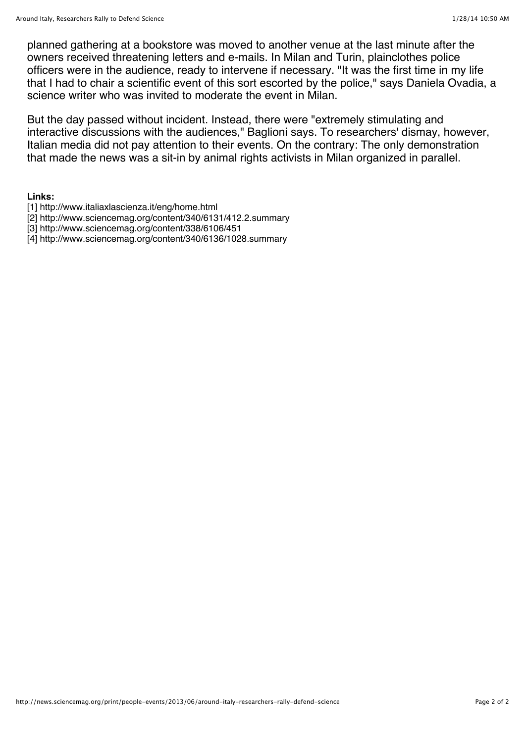planned gathering at a bookstore was moved to another venue at the last minute after the owners received threatening letters and e-mails. In Milan and Turin, plainclothes police officers were in the audience, ready to intervene if necessary. "It was the first time in my life that I had to chair a scientific event of this sort escorted by the police," says Daniela Ovadia, a science writer who was invited to moderate the event in Milan.

But the day passed without incident. Instead, there were "extremely stimulating and interactive discussions with the audiences," Baglioni says. To researchers' dismay, however, Italian media did not pay attention to their events. On the contrary: The only demonstration that made the news was a sit-in by animal rights activists in Milan organized in parallel.

**Links:**

[1] http://www.italiaxlascienza.it/eng/home.html
[2] http://www.sciencemag.org/content/340/6131/412.2.summary
[3] http://www.sciencemag.org/content/338/6106/451
[4] http://www.sciencemag.org/content/340/6136/1028.summary